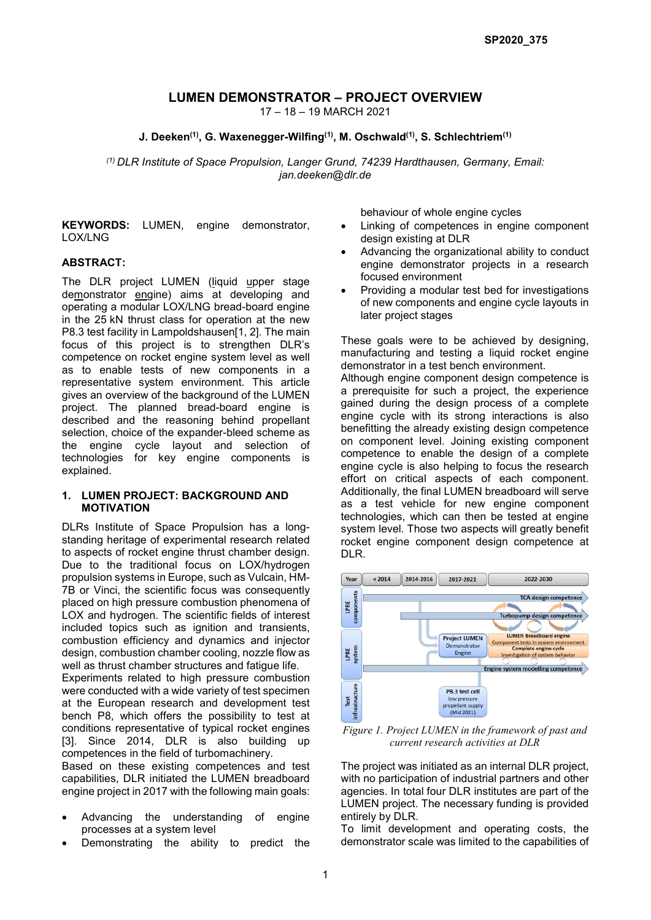SP2020_375

# LUMEN DEMONSTRATOR – PROJECT OVERVIEW

17 – 18 – 19 MARCH 2021

**J. Deeken[(1)], G. Waxenegger-Wilfing[(1)], M. Oschwald[(1)], S. Schlechtriem[(1)]**

*[(1)] DLR Institute of Space Propulsion, Langer Grund, 74239 Hardthausen, Germany, Email: jan.deeken@dlr.de*

**KEYWORDS:** LUMEN, engine demonstrator, LOX/LNG

**ABSTRACT:**

The DLR project LUMEN (liquid upper stage demonstrator engine) aims at developing and operating a modular LOX/LNG bread-board engine in the 25 kN thrust class for operation at the new P8.3 test facility in Lampoldshausen[1, 2]. The main focus of this project is to strengthen DLR's competence on rocket engine system level as well as to enable tests of new components in a representative system environment. This article gives an overview of the background of the LUMEN project. The planned bread-board engine is described and the reasoning behind propellant selection, choice of the expander-bleed scheme as the engine cycle layout and selection of technologies for key engine components is explained.

## 1. LUMEN PROJECT: BACKGROUND AND MOTIVATION

DLRs Institute of Space Propulsion has a long-standing heritage of experimental research related to aspects of rocket engine thrust chamber design. Due to the traditional focus on LOX/hydrogen propulsion systems in Europe, such as Vulcain, HM-7B or Vinci, the scientific focus was consequently placed on high pressure combustion phenomena of LOX and hydrogen. The scientific fields of interest included topics such as ignition and transients, combustion efficiency and dynamics and injector design, combustion chamber cooling, nozzle flow as well as thrust chamber structures and fatigue life.

Experiments related to high pressure combustion were conducted with a wide variety of test specimen at the European research and development test bench P8, which offers the possibility to test at conditions representative of typical rocket engines [3]. Since 2014, DLR is also building up competences in the field of turbomachinery.

Based on these existing competences and test capabilities, DLR initiated the LUMEN breadboard engine project in 2017 with the following main goals:

- Advancing the understanding of engine processes at a system level
- Demonstrating the ability to predict the behaviour of whole engine cycles
- Linking of competences in engine component design existing at DLR
- Advancing the organizational ability to conduct engine demonstrator projects in a research focused environment
- Providing a modular test bed for investigations of new components and engine cycle layouts in later project stages

These goals were to be achieved by designing, manufacturing and testing a liquid rocket engine demonstrator in a test bench environment.

Although engine component design competence is a prerequisite for such a project, the experience gained during the design process of a complete engine cycle with its strong interactions is also benefitting the already existing design competence on component level. Joining existing component competence to enable the design of a complete engine cycle is also helping to focus the research effort on critical aspects of each component. Additionally, the final LUMEN breadboard will serve as a test vehicle for new engine component technologies, which can then be tested at engine system level. Those two aspects will greatly benefit rocket engine component design competence at DLR.

| Year | < 2014 | 2014-2016 | 2017-2021 | 2022-2030 |
|---|---|---|---|---|
| LPRE components | TCA design competence | | | |
| | | Turbopump design competence | | |
| LPRE system | | | Project LUMEN Demonstrator Engine | LUMEN Breadboard engine: Component tests in system environment; Complete engine cycle: Investigation of system behavior |
| | Engine system modelling competence | | | |
| Test infrastructure | | | P8.3 test cell: low pressure propellant supply (Mid 2021) | |

*Figure 1. Project LUMEN in the framework of past and current research activities at DLR*

The project was initiated as an internal DLR project, with no participation of industrial partners and other agencies. In total four DLR institutes are part of the LUMEN project. The necessary funding is provided entirely by DLR.

To limit development and operating costs, the demonstrator scale was limited to the capabilities of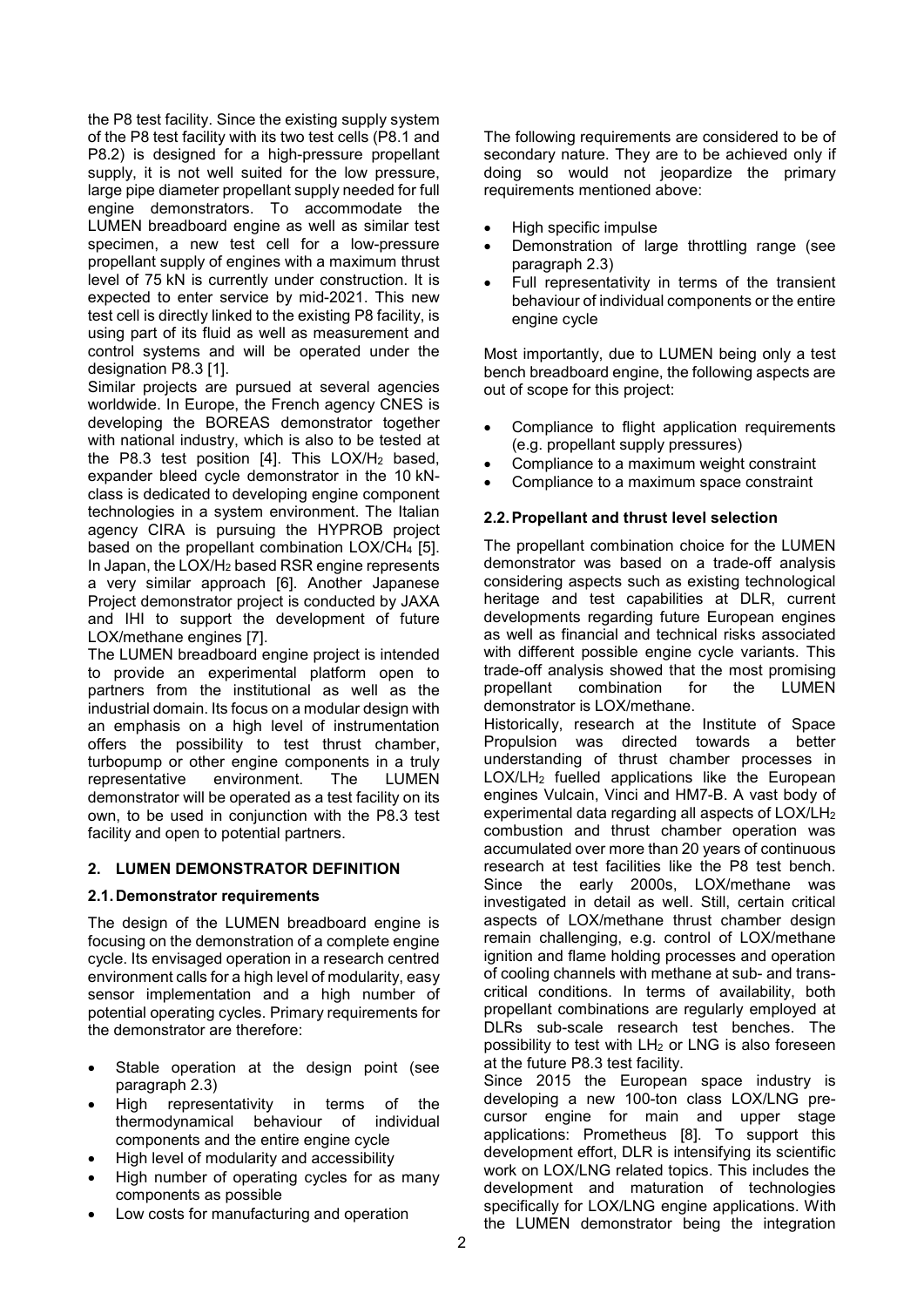the P8 test facility. Since the existing supply system of the P8 test facility with its two test cells (P8.1 and P8.2) is designed for a high-pressure propellant supply, it is not well suited for the low pressure, large pipe diameter propellant supply needed for full engine demonstrators. To accommodate the LUMEN breadboard engine as well as similar test specimen, a new test cell for a low-pressure propellant supply of engines with a maximum thrust level of 75 kN is currently under construction. It is expected to enter service by mid-2021. This new test cell is directly linked to the existing P8 facility, is using part of its fluid as well as measurement and control systems and will be operated under the designation P8.3 [1].

Similar projects are pursued at several agencies worldwide. In Europe, the French agency CNES is developing the BOREAS demonstrator together with national industry, which is also to be tested at the P8.3 test position [4]. This LOX/$H_2$ based, expander bleed cycle demonstrator in the 10 kN-class is dedicated to developing engine component technologies in a system environment. The Italian agency CIRA is pursuing the HYPROB project based on the propellant combination LOX/$CH_4$ [5]. In Japan, the LOX/$H_2$ based RSR engine represents a very similar approach [6]. Another Japanese Project demonstrator project is conducted by JAXA and IHI to support the development of future LOX/methane engines [7].

The LUMEN breadboard engine project is intended to provide an experimental platform open to partners from the institutional as well as the industrial domain. Its focus on a modular design with an emphasis on a high level of instrumentation offers the possibility to test thrust chamber, turbopump or other engine components in a truly representative environment. The LUMEN demonstrator will be operated as a test facility on its own, to be used in conjunction with the P8.3 test facility and open to potential partners.

## 2. LUMEN DEMONSTRATOR DEFINITION

### 2.1. Demonstrator requirements

The design of the LUMEN breadboard engine is focusing on the demonstration of a complete engine cycle. Its envisaged operation in a research centred environment calls for a high level of modularity, easy sensor implementation and a high number of potential operating cycles. Primary requirements for the demonstrator are therefore:

- Stable operation at the design point (see paragraph 2.3)
- High representativity in terms of the thermodynamical behaviour of individual components and the entire engine cycle
- High level of modularity and accessibility
- High number of operating cycles for as many components as possible
- Low costs for manufacturing and operation

The following requirements are considered to be of secondary nature. They are to be achieved only if doing so would not jeopardize the primary requirements mentioned above:

- High specific impulse
- Demonstration of large throttling range (see paragraph 2.3)
- Full representativity in terms of the transient behaviour of individual components or the entire engine cycle

Most importantly, due to LUMEN being only a test bench breadboard engine, the following aspects are out of scope for this project:

- Compliance to flight application requirements (e.g. propellant supply pressures)
- Compliance to a maximum weight constraint
- Compliance to a maximum space constraint

### 2.2. Propellant and thrust level selection

The propellant combination choice for the LUMEN demonstrator was based on a trade-off analysis considering aspects such as existing technological heritage and test capabilities at DLR, current developments regarding future European engines as well as financial and technical risks associated with different possible engine cycle variants. This trade-off analysis showed that the most promising propellant combination for the LUMEN demonstrator is LOX/methane.

Historically, research at the Institute of Space Propulsion was directed towards a better understanding of thrust chamber processes in LOX/$LH_2$ fuelled applications like the European engines Vulcain, Vinci and HM7-B. A vast body of experimental data regarding all aspects of LOX/$LH_2$ combustion and thrust chamber operation was accumulated over more than 20 years of continuous research at test facilities like the P8 test bench. Since the early 2000s, LOX/methane was investigated in detail as well. Still, certain critical aspects of LOX/methane thrust chamber design remain challenging, e.g. control of LOX/methane ignition and flame holding processes and operation of cooling channels with methane at sub- and trans-critical conditions. In terms of availability, both propellant combinations are regularly employed at DLRs sub-scale research test benches. The possibility to test with $LH_2$ or LNG is also foreseen at the future P8.3 test facility.

Since 2015 the European space industry is developing a new 100-ton class LOX/LNG pre-cursor engine for main and upper stage applications: Prometheus [8]. To support this development effort, DLR is intensifying its scientific work on LOX/LNG related topics. This includes the development and maturation of technologies specifically for LOX/LNG engine applications. With the LUMEN demonstrator being the integration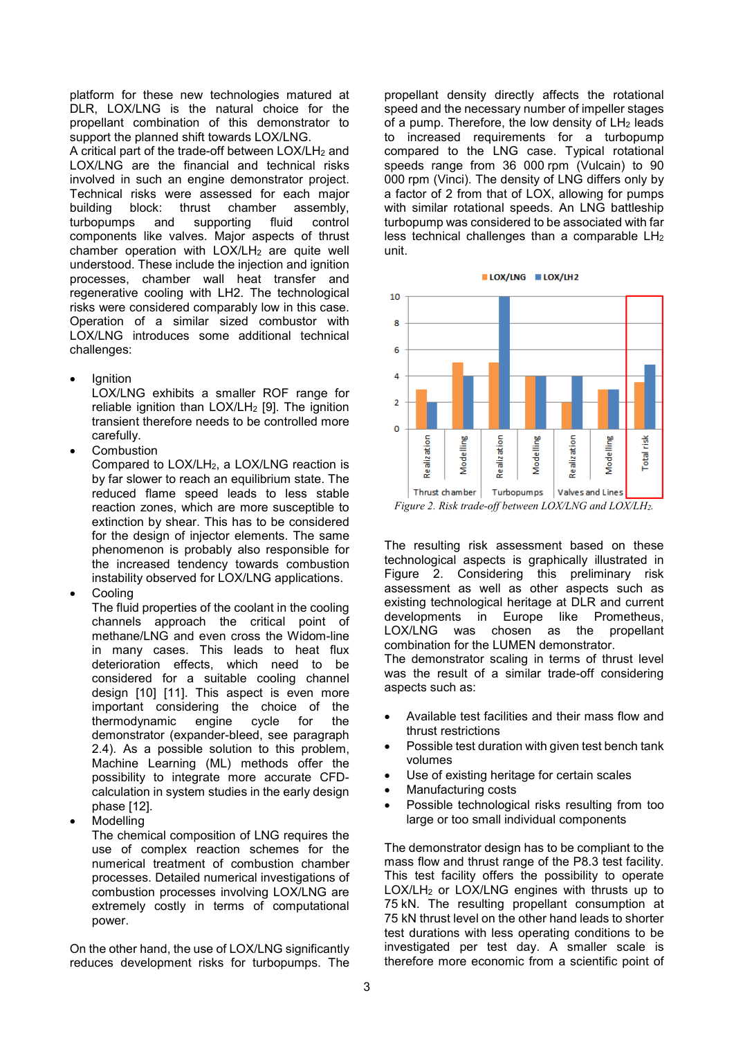platform for these new technologies matured at DLR, LOX/LNG is the natural choice for the propellant combination of this demonstrator to support the planned shift towards LOX/LNG.

A critical part of the trade-off between LOX/$LH_2$ and LOX/LNG are the financial and technical risks involved in such an engine demonstrator project. Technical risks were assessed for each major building block: thrust chamber assembly, turbopumps and supporting fluid control components like valves. Major aspects of thrust chamber operation with LOX/$LH_2$ are quite well understood. These include the injection and ignition processes, chamber wall heat transfer and regenerative cooling with LH2. The technological risks were considered comparably low in this case. Operation of a similar sized combustor with LOX/LNG introduces some additional technical challenges:

- Ignition
  LOX/LNG exhibits a smaller ROF range for reliable ignition than LOX/$LH_2$ [9]. The ignition transient therefore needs to be controlled more carefully.
- Combustion
  Compared to LOX/$LH_2$, a LOX/LNG reaction is by far slower to reach an equilibrium state. The reduced flame speed leads to less stable reaction zones, which are more susceptible to extinction by shear. This has to be considered for the design of injector elements. The same phenomenon is probably also responsible for the increased tendency towards combustion instability observed for LOX/LNG applications.
- Cooling
  The fluid properties of the coolant in the cooling channels approach the critical point of methane/LNG and even cross the Widom-line in many cases. This leads to heat flux deterioration effects, which need to be considered for a suitable cooling channel design [10] [11]. This aspect is even more important considering the choice of the thermodynamic engine cycle for the demonstrator (expander-bleed, see paragraph 2.4). As a possible solution to this problem, Machine Learning (ML) methods offer the possibility to integrate more accurate CFD-calculation in system studies in the early design phase [12].
- Modelling
  The chemical composition of LNG requires the use of complex reaction schemes for the numerical treatment of combustion chamber processes. Detailed numerical investigations of combustion processes involving LOX/LNG are extremely costly in terms of computational power.

On the other hand, the use of LOX/LNG significantly reduces development risks for turbopumps. The propellant density directly affects the rotational speed and the necessary number of impeller stages of a pump. Therefore, the low density of $LH_2$ leads to increased requirements for a turbopump compared to the LNG case. Typical rotational speeds range from 36 000 rpm (Vulcain) to 90 000 rpm (Vinci). The density of LNG differs only by a factor of 2 from that of LOX, allowing for pumps with similar rotational speeds. An LNG battleship turbopump was considered to be associated with far less technical challenges than a comparable $LH_2$ unit.

| | LOX/LNG | LOX/LH2 |
|---|---|---|
| Thrust chamber – Realization | 3 | 2 |
| Thrust chamber – Modelling | 5 | 4 |
| Turbopumps – Realization | 5 | 10 |
| Turbopumps – Modelling | 4 | 4 |
| Valves and Lines – Realization | 2 | 4 |
| Valves and Lines – Modelling | 3 | 3 |
| Total risk | 3.5 | 4.8 |

*Figure 2. Risk trade-off between LOX/LNG and LOX/$LH_2$.*

The resulting risk assessment based on these technological aspects is graphically illustrated in Figure 2. Considering this preliminary risk assessment as well as other aspects such as existing technological heritage at DLR and current developments in Europe like Prometheus, LOX/LNG was chosen as the propellant combination for the LUMEN demonstrator.

The demonstrator scaling in terms of thrust level was the result of a similar trade-off considering aspects such as:

- Available test facilities and their mass flow and thrust restrictions
- Possible test duration with given test bench tank volumes
- Use of existing heritage for certain scales
- Manufacturing costs
- Possible technological risks resulting from too large or too small individual components

The demonstrator design has to be compliant to the mass flow and thrust range of the P8.3 test facility. This test facility offers the possibility to operate LOX/$LH_2$ or LOX/LNG engines with thrusts up to 75 kN. The resulting propellant consumption at 75 kN thrust level on the other hand leads to shorter test durations with less operating conditions to be investigated per test day. A smaller scale is therefore more economic from a scientific point of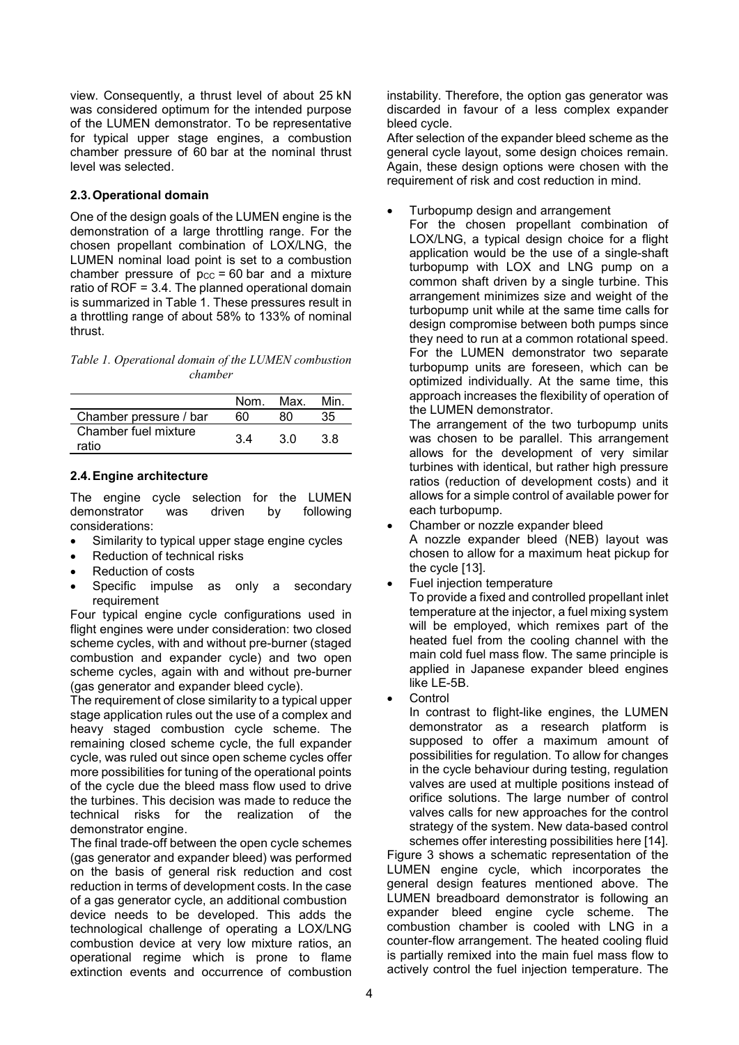view. Consequently, a thrust level of about 25 kN was considered optimum for the intended purpose of the LUMEN demonstrator. To be representative for typical upper stage engines, a combustion chamber pressure of 60 bar at the nominal thrust level was selected.

### 2.3. Operational domain

One of the design goals of the LUMEN engine is the demonstration of a large throttling range. For the chosen propellant combination of LOX/LNG, the LUMEN nominal load point is set to a combustion chamber pressure of $p_{CC}$ = 60 bar and a mixture ratio of ROF = 3.4. The planned operational domain is summarized in Table 1. These pressures result in a throttling range of about 58% to 133% of nominal thrust.

*Table 1. Operational domain of the LUMEN combustion chamber*

| | Nom. | Max. | Min. |
|---|---|---|---|
| Chamber pressure / bar | 60 | 80 | 35 |
| Chamber fuel mixture ratio | 3.4 | 3.0 | 3.8 |

### 2.4. Engine architecture

The engine cycle selection for the LUMEN demonstrator was driven by following considerations:

- Similarity to typical upper stage engine cycles
- Reduction of technical risks
- Reduction of costs
- Specific impulse as only a secondary requirement

Four typical engine cycle configurations used in flight engines were under consideration: two closed scheme cycles, with and without pre-burner (staged combustion and expander cycle) and two open scheme cycles, again with and without pre-burner (gas generator and expander bleed cycle).

The requirement of close similarity to a typical upper stage application rules out the use of a complex and heavy staged combustion cycle scheme. The remaining closed scheme cycle, the full expander cycle, was ruled out since open scheme cycles offer more possibilities for tuning of the operational points of the cycle due the bleed mass flow used to drive the turbines. This decision was made to reduce the technical risks for the realization of the demonstrator engine.

The final trade-off between the open cycle schemes (gas generator and expander bleed) was performed on the basis of general risk reduction and cost reduction in terms of development costs. In the case of a gas generator cycle, an additional combustion device needs to be developed. This adds the technological challenge of operating a LOX/LNG combustion device at very low mixture ratios, an operational regime which is prone to flame extinction events and occurrence of combustion instability. Therefore, the option gas generator was discarded in favour of a less complex expander bleed cycle.

After selection of the expander bleed scheme as the general cycle layout, some design choices remain. Again, these design options were chosen with the requirement of risk and cost reduction in mind.

- Turbopump design and arrangement
  For the chosen propellant combination of LOX/LNG, a typical design choice for a flight application would be the use of a single-shaft turbopump with LOX and LNG pump on a common shaft driven by a single turbine. This arrangement minimizes size and weight of the turbopump unit while at the same time calls for design compromise between both pumps since they need to run at a common rotational speed. For the LUMEN demonstrator two separate turbopump units are foreseen, which can be optimized individually. At the same time, this approach increases the flexibility of operation of the LUMEN demonstrator.
  The arrangement of the two turbopump units was chosen to be parallel. This arrangement allows for the development of very similar turbines with identical, but rather high pressure ratios (reduction of development costs) and it allows for a simple control of available power for each turbopump.
- Chamber or nozzle expander bleed
  A nozzle expander bleed (NEB) layout was chosen to allow for a maximum heat pickup for the cycle [13].
- Fuel injection temperature
  To provide a fixed and controlled propellant inlet temperature at the injector, a fuel mixing system will be employed, which remixes part of the heated fuel from the cooling channel with the main cold fuel mass flow. The same principle is applied in Japanese expander bleed engines like LE-5B.
- Control
  In contrast to flight-like engines, the LUMEN demonstrator as a research platform is supposed to offer a maximum amount of possibilities for regulation. To allow for changes in the cycle behaviour during testing, regulation valves are used at multiple positions instead of orifice solutions. The large number of control valves calls for new approaches for the control strategy of the system. New data-based control schemes offer interesting possibilities here [14].

Figure 3 shows a schematic representation of the LUMEN engine cycle, which incorporates the general design features mentioned above. The LUMEN breadboard demonstrator is following an expander bleed engine cycle scheme. The combustion chamber is cooled with LNG in a counter-flow arrangement. The heated cooling fluid is partially remixed into the main fuel mass flow to actively control the fuel injection temperature. The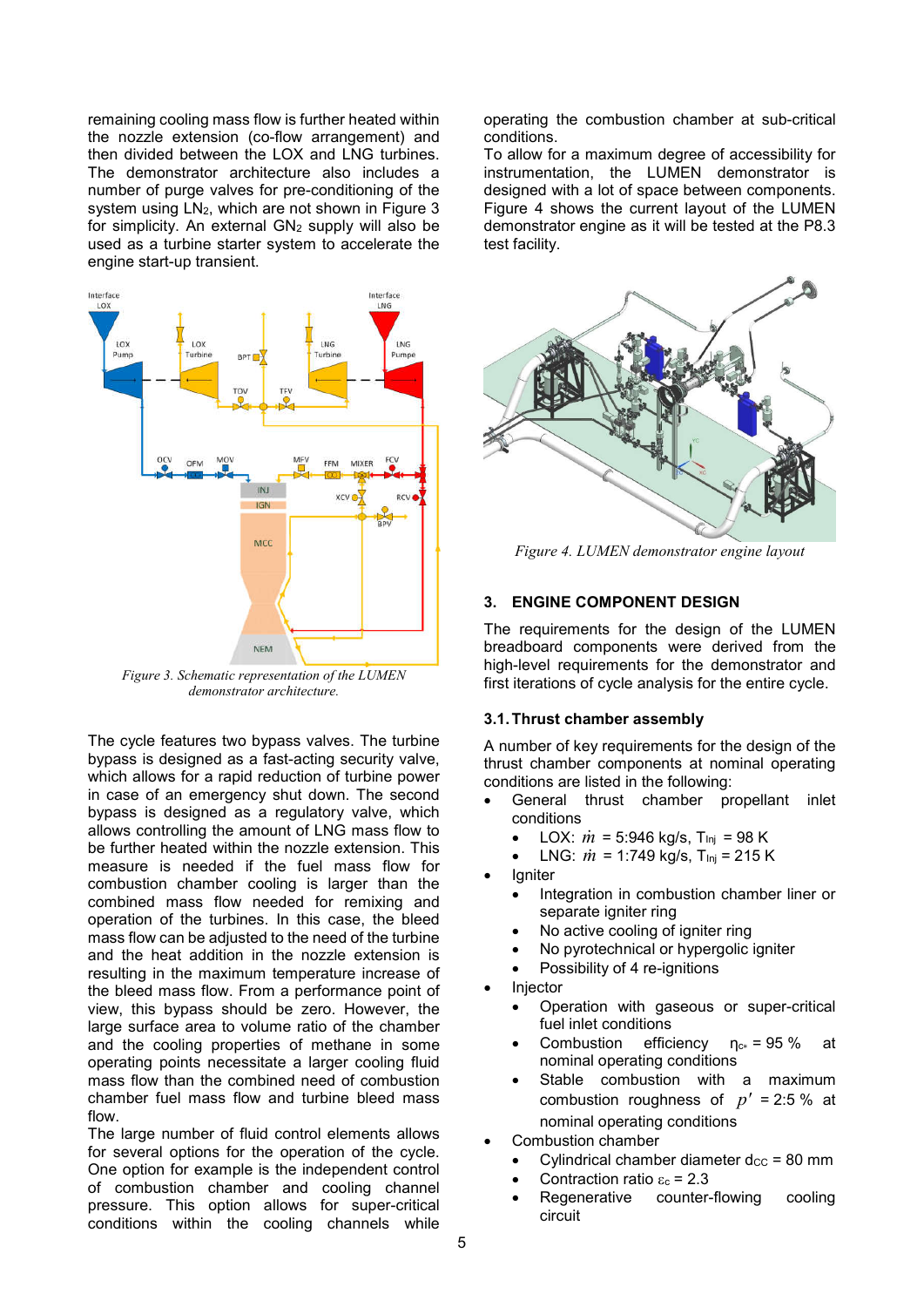remaining cooling mass flow is further heated within the nozzle extension (co-flow arrangement) and then divided between the LOX and LNG turbines. The demonstrator architecture also includes a number of purge valves for pre-conditioning of the system using $LN_2$, which are not shown in Figure 3 for simplicity. An external $GN_2$ supply will also be used as a turbine starter system to accelerate the engine start-up transient.

Figure 3. Schematic representation of the LUMEN demonstrator architecture.

The cycle features two bypass valves. The turbine bypass is designed as a fast-acting security valve, which allows for a rapid reduction of turbine power in case of an emergency shut down. The second bypass is designed as a regulatory valve, which allows controlling the amount of LNG mass flow to be further heated within the nozzle extension. This measure is needed if the fuel mass flow for combustion chamber cooling is larger than the combined mass flow needed for remixing and operation of the turbines. In this case, the bleed mass flow can be adjusted to the need of the turbine and the heat addition in the nozzle extension is resulting in the maximum temperature increase of the bleed mass flow. From a performance point of view, this bypass should be zero. However, the large surface area to volume ratio of the chamber and the cooling properties of methane in some operating points necessitate a larger cooling fluid mass flow than the combined need of combustion chamber fuel mass flow and turbine bleed mass flow.

The large number of fluid control elements allows for several options for the operation of the cycle. One option for example is the independent control of combustion chamber and cooling channel pressure. This option allows for super-critical conditions within the cooling channels while operating the combustion chamber at sub-critical conditions.

To allow for a maximum degree of accessibility for instrumentation, the LUMEN demonstrator is designed with a lot of space between components. Figure 4 shows the current layout of the LUMEN demonstrator engine as it will be tested at the P8.3 test facility.

Figure 4. LUMEN demonstrator engine layout

## 3. ENGINE COMPONENT DESIGN

The requirements for the design of the LUMEN breadboard components were derived from the high-level requirements for the demonstrator and first iterations of cycle analysis for the entire cycle.

### 3.1. Thrust chamber assembly

A number of key requirements for the design of the thrust chamber components at nominal operating conditions are listed in the following:

- General thrust chamber propellant inlet conditions
  - LOX: $\dot{m}$ = 5:946 kg/s, $T_{Inj}$ = 98 K
  - LNG: $\dot{m}$ = 1:749 kg/s, $T_{Inj}$ = 215 K
- Igniter
  - Integration in combustion chamber liner or separate igniter ring
  - No active cooling of igniter ring
  - No pyrotechnical or hypergolic igniter
  - Possibility of 4 re-ignitions
- Injector
  - Operation with gaseous or super-critical fuel inlet conditions
  - Combustion efficiency $\eta_{c*}$ = 95 % at nominal operating conditions
  - Stable combustion with a maximum combustion roughness of $p'$ = 2:5 % at nominal operating conditions
- Combustion chamber
  - Cylindrical chamber diameter $d_{CC}$ = 80 mm
  - Contraction ratio $\varepsilon_c$ = 2.3
  - Regenerative counter-flowing cooling circuit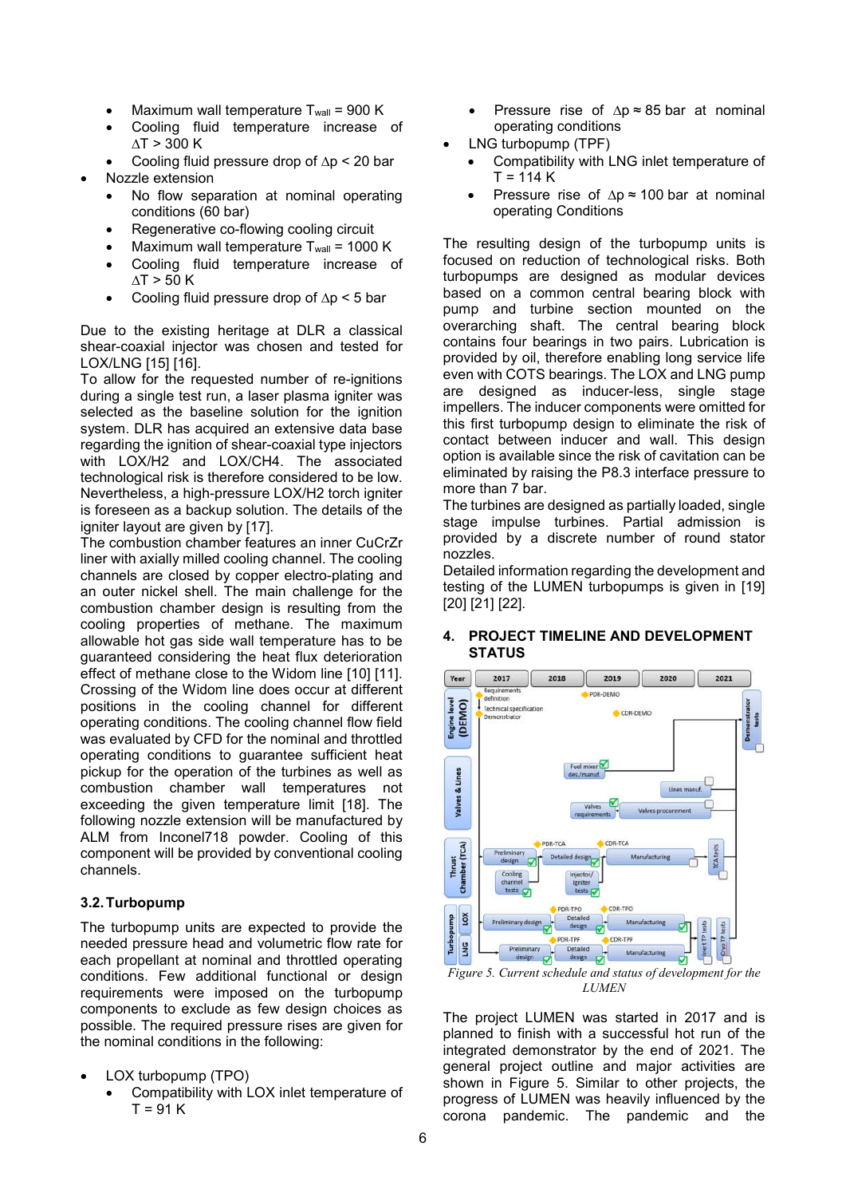- Maximum wall temperature $T_{wall}$ = 900 K
    - Cooling fluid temperature increase of $\Delta T$ > 300 K
    - Cooling fluid pressure drop of $\Delta p$ < 20 bar
- Nozzle extension
    - No flow separation at nominal operating conditions (60 bar)
    - Regenerative co-flowing cooling circuit
    - Maximum wall temperature $T_{wall}$ = 1000 K
    - Cooling fluid temperature increase of $\Delta T$ > 50 K
    - Cooling fluid pressure drop of $\Delta p$ < 5 bar

Due to the existing heritage at DLR a classical shear-coaxial injector was chosen and tested for LOX/LNG [15] [16].
To allow for the requested number of re-ignitions during a single test run, a laser plasma igniter was selected as the baseline solution for the ignition system. DLR has acquired an extensive data base regarding the ignition of shear-coaxial type injectors with LOX/H2 and LOX/CH4. The associated technological risk is therefore considered to be low. Nevertheless, a high-pressure LOX/H2 torch igniter is foreseen as a backup solution. The details of the igniter layout are given by [17].
The combustion chamber features an inner CuCrZr liner with axially milled cooling channel. The cooling channels are closed by copper electro-plating and an outer nickel shell. The main challenge for the combustion chamber design is resulting from the cooling properties of methane. The maximum allowable hot gas side wall temperature has to be guaranteed considering the heat flux deterioration effect of methane close to the Widom line [10] [11]. Crossing of the Widom line does occur at different positions in the cooling channel for different operating conditions. The cooling channel flow field was evaluated by CFD for the nominal and throttled operating conditions to guarantee sufficient heat pickup for the operation of the turbines as well as combustion chamber wall temperatures not exceeding the given temperature limit [18]. The following nozzle extension will be manufactured by ALM from Inconel718 powder. Cooling of this component will be provided by conventional cooling channels.

### 3.2. Turbopump

The turbopump units are expected to provide the needed pressure head and volumetric flow rate for each propellant at nominal and throttled operating conditions. Few additional functional or design requirements were imposed on the turbopump components to exclude as few design choices as possible. The required pressure rises are given for the nominal conditions in the following:

- LOX turbopump (TPO)
    - Compatibility with LOX inlet temperature of T = 91 K
    - Pressure rise of $\Delta p \approx$ 85 bar at nominal operating conditions
- LNG turbopump (TPF)
    - Compatibility with LNG inlet temperature of T = 114 K
    - Pressure rise of $\Delta p \approx$ 100 bar at nominal operating Conditions

The resulting design of the turbopump units is focused on reduction of technological risks. Both turbopumps are designed as modular devices based on a common central bearing block with pump and turbine section mounted on the overarching shaft. The central bearing block contains four bearings in two pairs. Lubrication is provided by oil, therefore enabling long service life even with COTS bearings. The LOX and LNG pump are designed as inducer-less, single stage impellers. The inducer components were omitted for this first turbopump design to eliminate the risk of contact between inducer and wall. This design option is available since the risk of cavitation can be eliminated by raising the P8.3 interface pressure to more than 7 bar.
The turbines are designed as partially loaded, single stage impulse turbines. Partial admission is provided by a discrete number of round stator nozzles.
Detailed information regarding the development and testing of the LUMEN turbopumps is given in [19] [20] [21] [22].

## 4. PROJECT TIMELINE AND DEVELOPMENT STATUS

*Figure 5. Current schedule and status of development for the LUMEN*

The project LUMEN was started in 2017 and is planned to finish with a successful hot run of the integrated demonstrator by the end of 2021. The general project outline and major activities are shown in Figure 5. Similar to other projects, the progress of LUMEN was heavily influenced by the corona pandemic. The pandemic and the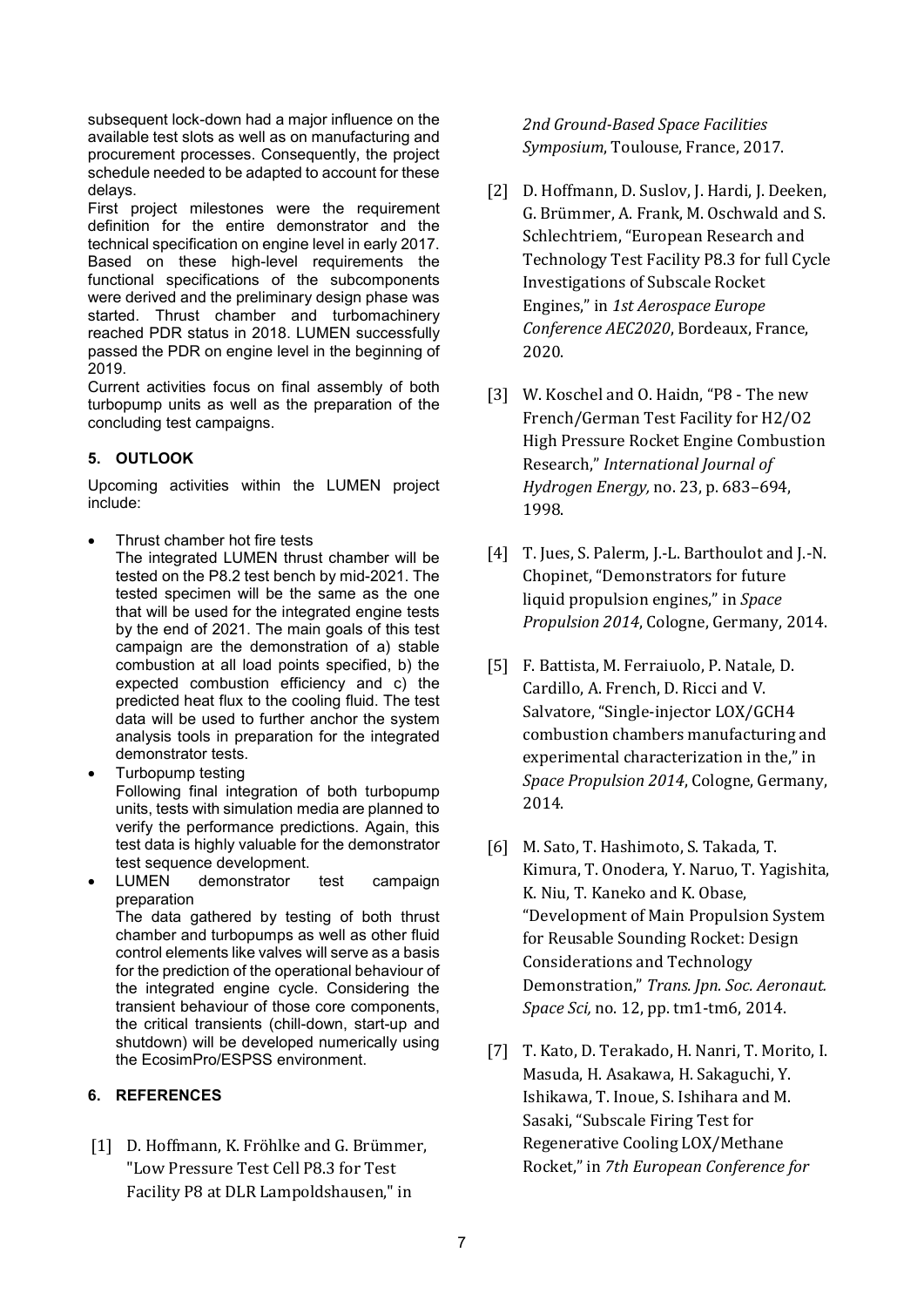subsequent lock-down had a major influence on the available test slots as well as on manufacturing and procurement processes. Consequently, the project schedule needed to be adapted to account for these delays.

First project milestones were the requirement definition for the entire demonstrator and the technical specification on engine level in early 2017. Based on these high-level requirements the functional specifications of the subcomponents were derived and the preliminary design phase was started. Thrust chamber and turbomachinery reached PDR status in 2018. LUMEN successfully passed the PDR on engine level in the beginning of 2019.

Current activities focus on final assembly of both turbopump units as well as the preparation of the concluding test campaigns.

## 5. OUTLOOK

Upcoming activities within the LUMEN project include:

- Thrust chamber hot fire tests
  The integrated LUMEN thrust chamber will be tested on the P8.2 test bench by mid-2021. The tested specimen will be the same as the one that will be used for the integrated engine tests by the end of 2021. The main goals of this test campaign are the demonstration of a) stable combustion at all load points specified, b) the expected combustion efficiency and c) the predicted heat flux to the cooling fluid. The test data will be used to further anchor the system analysis tools in preparation for the integrated demonstrator tests.
- Turbopump testing
  Following final integration of both turbopump units, tests with simulation media are planned to verify the performance predictions. Again, this test data is highly valuable for the demonstrator test sequence development.
- LUMEN demonstrator test campaign preparation
  The data gathered by testing of both thrust chamber and turbopumps as well as other fluid control elements like valves will serve as a basis for the prediction of the operational behaviour of the integrated engine cycle. Considering the transient behaviour of those core components, the critical transients (chill-down, start-up and shutdown) will be developed numerically using the EcosimPro/ESPSS environment.

## 6. REFERENCES

[1] D. Hoffmann, K. Fröhlke and G. Brümmer, "Low Pressure Test Cell P8.3 for Test Facility P8 at DLR Lampoldshausen," in *2nd Ground-Based Space Facilities Symposium*, Toulouse, France, 2017.

[2] D. Hoffmann, D. Suslov, J. Hardi, J. Deeken, G. Brümmer, A. Frank, M. Oschwald and S. Schlechtriem, "European Research and Technology Test Facility P8.3 for full Cycle Investigations of Subscale Rocket Engines," in *1st Aerospace Europe Conference AEC2020*, Bordeaux, France, 2020.

[3] W. Koschel and O. Haidn, "P8 - The new French/German Test Facility for H2/O2 High Pressure Rocket Engine Combustion Research," *International Journal of Hydrogen Energy,* no. 23, p. 683–694, 1998.

[4] T. Jues, S. Palerm, J.-L. Barthoulot and J.-N. Chopinet, "Demonstrators for future liquid propulsion engines," in *Space Propulsion 2014*, Cologne, Germany, 2014.

[5] F. Battista, M. Ferraiuolo, P. Natale, D. Cardillo, A. French, D. Ricci and V. Salvatore, "Single-injector LOX/GCH4 combustion chambers manufacturing and experimental characterization in the," in *Space Propulsion 2014*, Cologne, Germany, 2014.

[6] M. Sato, T. Hashimoto, S. Takada, T. Kimura, T. Onodera, Y. Naruo, T. Yagishita, K. Niu, T. Kaneko and K. Obase, "Development of Main Propulsion System for Reusable Sounding Rocket: Design Considerations and Technology Demonstration," *Trans. Jpn. Soc. Aeronaut. Space Sci,* no. 12, pp. tm1-tm6, 2014.

[7] T. Kato, D. Terakado, H. Nanri, T. Morito, I. Masuda, H. Asakawa, H. Sakaguchi, Y. Ishikawa, T. Inoue, S. Ishihara and M. Sasaki, "Subscale Firing Test for Regenerative Cooling LOX/Methane Rocket," in *7th European Conference for*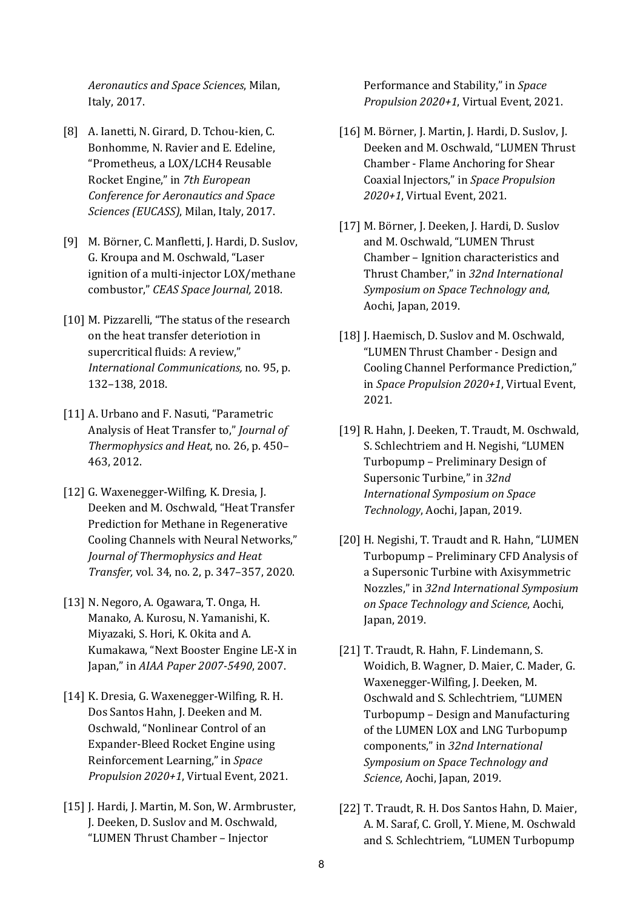*Aeronautics and Space Sciences*, Milan, Italy, 2017.

[8] A. Ianetti, N. Girard, D. Tchou-kien, C. Bonhomme, N. Ravier and E. Edeline, "Prometheus, a LOX/LCH4 Reusable Rocket Engine," in *7th European Conference for Aeronautics and Space Sciences (EUCASS)*, Milan, Italy, 2017.

[9] M. Börner, C. Manfletti, J. Hardi, D. Suslov, G. Kroupa and M. Oschwald, "Laser ignition of a multi-injector LOX/methane combustor," *CEAS Space Journal,* 2018.

[10] M. Pizzarelli, "The status of the research on the heat transfer deteriotion in supercritical fluids: A review," *International Communications,* no. 95, p. 132–138, 2018.

[11] A. Urbano and F. Nasuti, "Parametric Analysis of Heat Transfer to," *Journal of Thermophysics and Heat,* no. 26, p. 450–463, 2012.

[12] G. Waxenegger-Wilfing, K. Dresia, J. Deeken and M. Oschwald, "Heat Transfer Prediction for Methane in Regenerative Cooling Channels with Neural Networks," *Journal of Thermophysics and Heat Transfer,* vol. 34, no. 2, p. 347–357, 2020.

[13] N. Negoro, A. Ogawara, T. Onga, H. Manako, A. Kurosu, N. Yamanishi, K. Miyazaki, S. Hori, K. Okita and A. Kumakawa, "Next Booster Engine LE-X in Japan," in *AIAA Paper 2007-5490*, 2007.

[14] K. Dresia, G. Waxenegger-Wilfing, R. H. Dos Santos Hahn, J. Deeken and M. Oschwald, "Nonlinear Control of an Expander-Bleed Rocket Engine using Reinforcement Learning," in *Space Propulsion 2020+1*, Virtual Event, 2021.

[15] J. Hardi, J. Martin, M. Son, W. Armbruster, J. Deeken, D. Suslov and M. Oschwald, "LUMEN Thrust Chamber – Injector Performance and Stability," in *Space Propulsion 2020+1*, Virtual Event, 2021.

[16] M. Börner, J. Martin, J. Hardi, D. Suslov, J. Deeken and M. Oschwald, "LUMEN Thrust Chamber - Flame Anchoring for Shear Coaxial Injectors," in *Space Propulsion 2020+1*, Virtual Event, 2021.

[17] M. Börner, J. Deeken, J. Hardi, D. Suslov and M. Oschwald, "LUMEN Thrust Chamber – Ignition characteristics and Thrust Chamber," in *32nd International Symposium on Space Technology and*, Aochi, Japan, 2019.

[18] J. Haemisch, D. Suslov and M. Oschwald, "LUMEN Thrust Chamber - Design and Cooling Channel Performance Prediction," in *Space Propulsion 2020+1*, Virtual Event, 2021.

[19] R. Hahn, J. Deeken, T. Traudt, M. Oschwald, S. Schlechtriem and H. Negishi, "LUMEN Turbopump – Preliminary Design of Supersonic Turbine," in *32nd International Symposium on Space Technology*, Aochi, Japan, 2019.

[20] H. Negishi, T. Traudt and R. Hahn, "LUMEN Turbopump – Preliminary CFD Analysis of a Supersonic Turbine with Axisymmetric Nozzles," in *32nd International Symposium on Space Technology and Science*, Aochi, Japan, 2019.

[21] T. Traudt, R. Hahn, F. Lindemann, S. Woidich, B. Wagner, D. Maier, C. Mader, G. Waxenegger-Wilfing, J. Deeken, M. Oschwald and S. Schlechtriem, "LUMEN Turbopump – Design and Manufacturing of the LUMEN LOX and LNG Turbopump components," in *32nd International Symposium on Space Technology and Science*, Aochi, Japan, 2019.

[22] T. Traudt, R. H. Dos Santos Hahn, D. Maier, A. M. Saraf, C. Groll, Y. Miene, M. Oschwald and S. Schlechtriem, "LUMEN Turbopump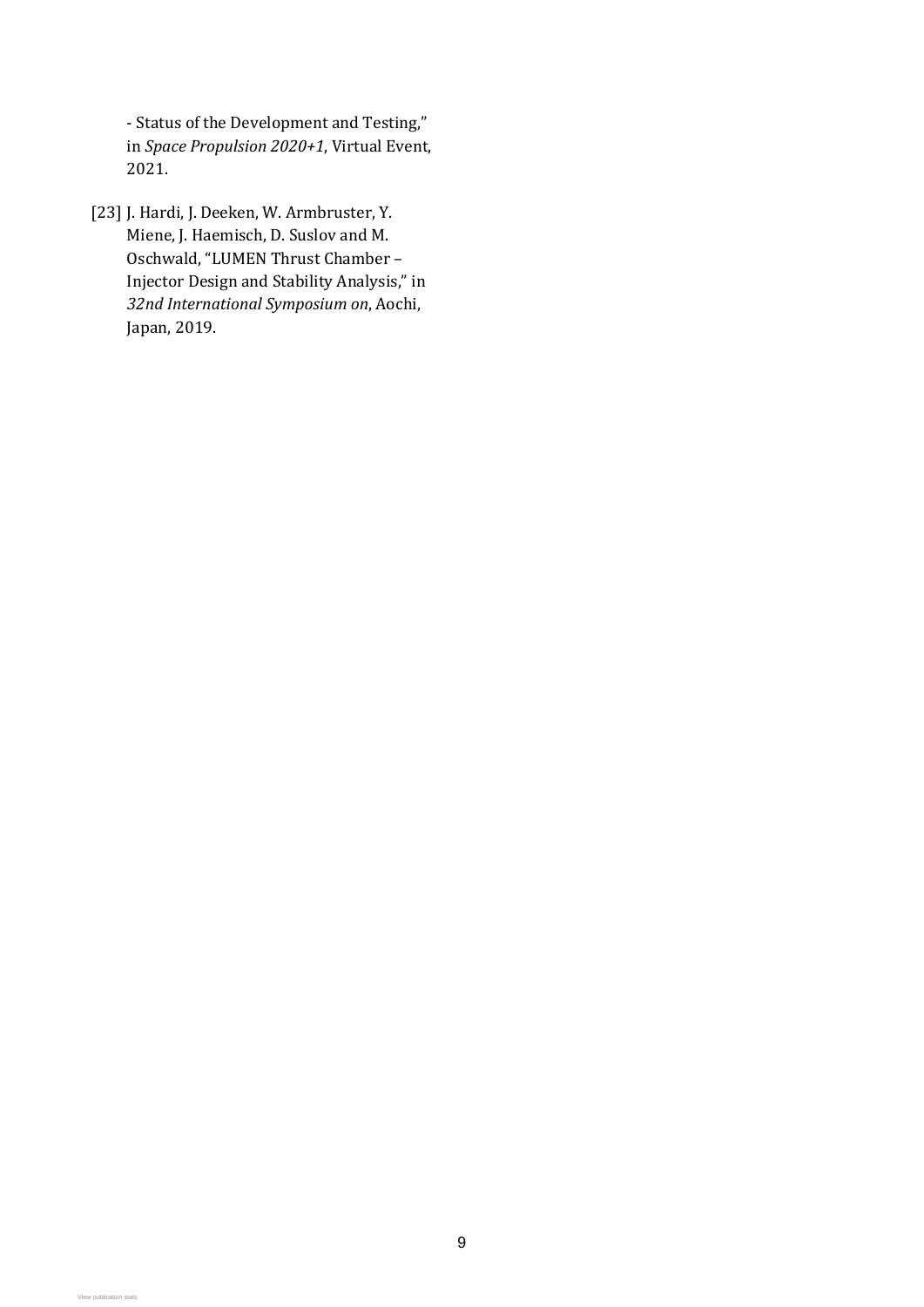- Status of the Development and Testing," in *Space Propulsion 2020+1*, Virtual Event, 2021.

[23] J. Hardi, J. Deeken, W. Armbruster, Y. Miene, J. Haemisch, D. Suslov and M. Oschwald, "LUMEN Thrust Chamber – Injector Design and Stability Analysis," in *32nd International Symposium on*, Aochi, Japan, 2019.